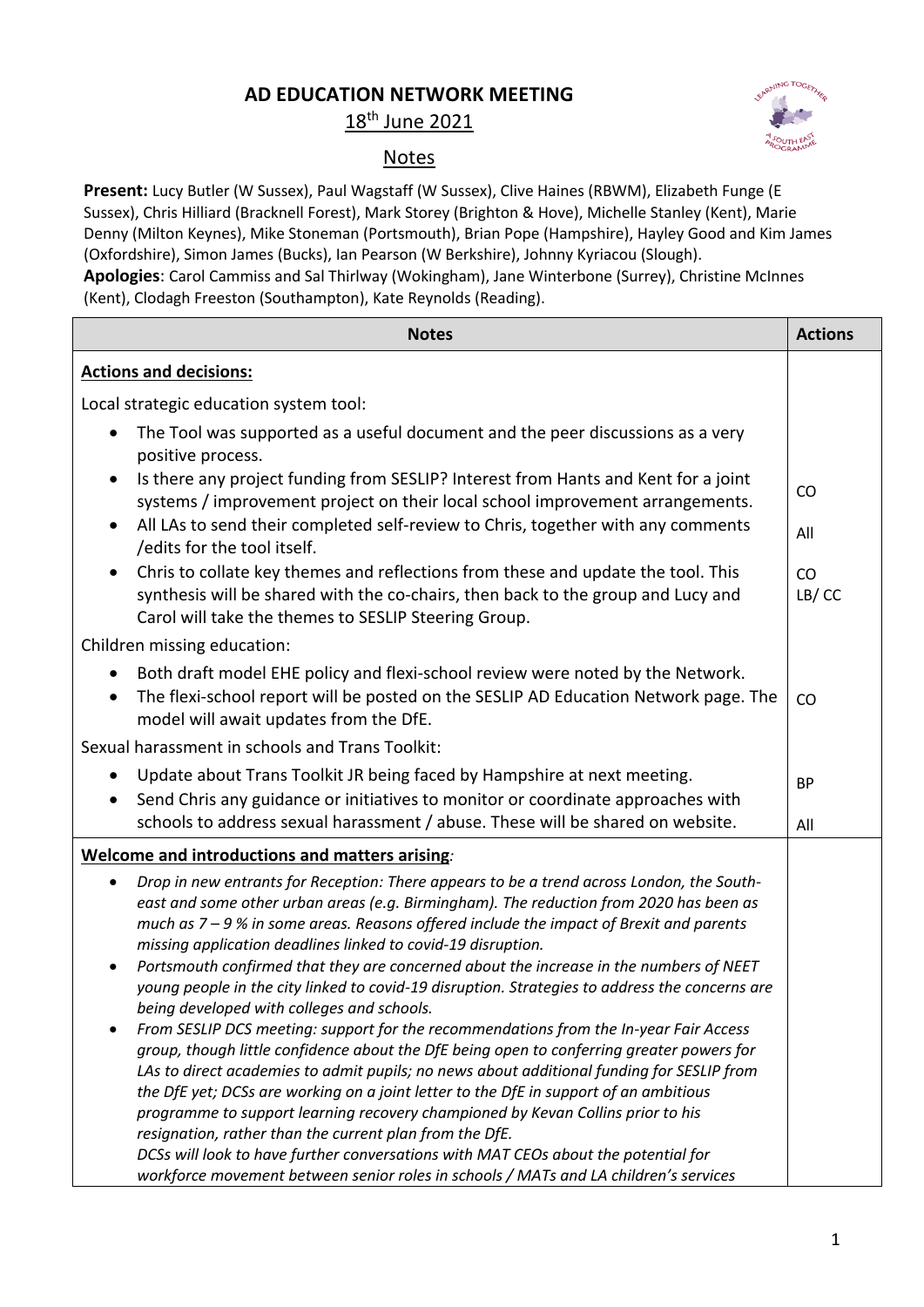# AD EDUCATION NETWORK MEETING

18th June 2021

Notes

**Present:** Lucy Butler (W Sussex), Paul Wagstaff (W Sussex), Clive Haines (RBWM), Elizabeth Funge (E Sussex), Chris Hilliard (Bracknell Forest), Mark Storey (Brighton & Hove), Michelle Stanley (Kent), Marie Denny (Milton Keynes), Mike Stoneman (Portsmouth), Brian Pope (Hampshire), Hayley Good and Kim James (Oxfordshire), Simon James (Bucks), Ian Pearson (W Berkshire), Johnny Kyriacou (Slough).
**Apologies**: Carol Cammiss and Sal Thirlway (Wokingham), Jane Winterbone (Surrey), Christine McInnes (Kent), Clodagh Freeston (Southampton), Kate Reynolds (Reading).

| Notes | Actions |
|---|---|
| **Actions and decisions:** | |
| Local strategic education system tool: | |
| • The Tool was supported as a useful document and the peer discussions as a very positive process. | |
| • Is there any project funding from SESLIP? Interest from Hants and Kent for a joint systems / improvement project on their local school improvement arrangements. | CO |
| • All LAs to send their completed self-review to Chris, together with any comments /edits for the tool itself. | All |
| • Chris to collate key themes and reflections from these and update the tool. This synthesis will be shared with the co-chairs, then back to the group and Lucy and Carol will take the themes to SESLIP Steering Group. | CO<br>LB/ CC |
| Children missing education: | |
| • Both draft model EHE policy and flexi-school review were noted by the Network. | |
| • The flexi-school report will be posted on the SESLIP AD Education Network page. The model will await updates from the DfE. | CO |
| Sexual harassment in schools and Trans Toolkit: | |
| • Update about Trans Toolkit JR being faced by Hampshire at next meeting. | BP |
| • Send Chris any guidance or initiatives to monitor or coordinate approaches with schools to address sexual harassment / abuse. These will be shared on website. | All |
| **Welcome and introductions and matters arising**: | |
| • *Drop in new entrants for Reception: There appears to be a trend across London, the South-east and some other urban areas (e.g. Birmingham). The reduction from 2020 has been as much as 7 – 9 % in some areas. Reasons offered include the impact of Brexit and parents missing application deadlines linked to covid-19 disruption.* | |
| • *Portsmouth confirmed that they are concerned about the increase in the numbers of NEET young people in the city linked to covid-19 disruption. Strategies to address the concerns are being developed with colleges and schools.* | |
| • *From SESLIP DCS meeting: support for the recommendations from the In-year Fair Access group, though little confidence about the DfE being open to conferring greater powers for LAs to direct academies to admit pupils; no news about additional funding for SESLIP from the DfE yet; DCSs are working on a joint letter to the DfE in support of an ambitious programme to support learning recovery championed by Kevan Collins prior to his resignation, rather than the current plan from the DfE.*<br>*DCSs will look to have further conversations with MAT CEOs about the potential for workforce movement between senior roles in schools / MATs and LA children's services* | |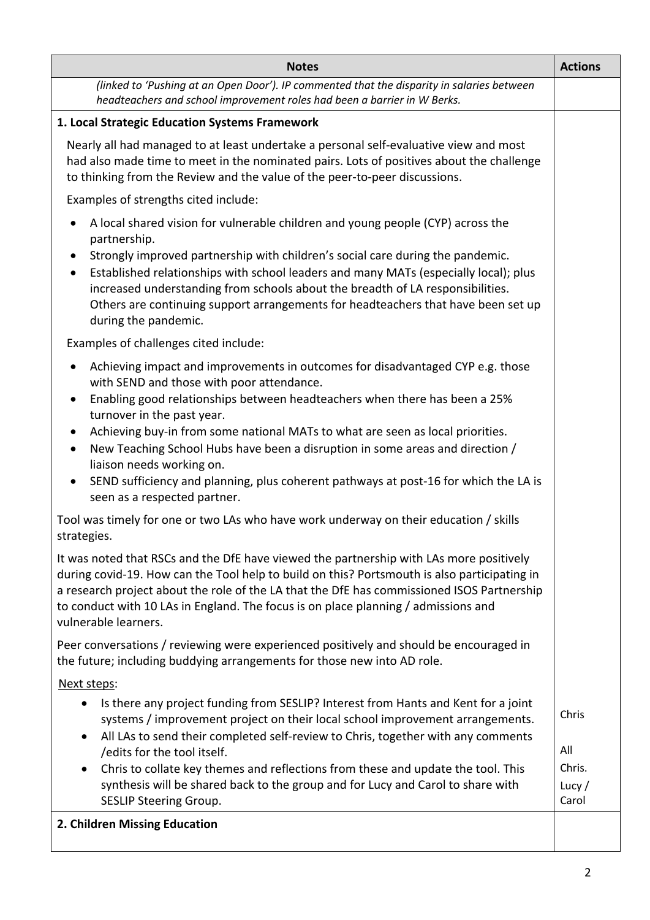| Notes | Actions |
| --- | --- |
| *(linked to 'Pushing at an Open Door'). IP commented that the disparity in salaries between headteachers and school improvement roles had been a barrier in W Berks.* | |
| **1. Local Strategic Education Systems Framework** | |
| Nearly all had managed to at least undertake a personal self-evaluative view and most had also made time to meet in the nominated pairs. Lots of positives about the challenge to thinking from the Review and the value of the peer-to-peer discussions. | |
| Examples of strengths cited include: <br>• A local shared vision for vulnerable children and young people (CYP) across the partnership. <br>• Strongly improved partnership with children's social care during the pandemic. <br>• Established relationships with school leaders and many MATs (especially local); plus increased understanding from schools about the breadth of LA responsibilities. Others are continuing support arrangements for headteachers that have been set up during the pandemic. | |
| Examples of challenges cited include: <br>• Achieving impact and improvements in outcomes for disadvantaged CYP e.g. those with SEND and those with poor attendance. <br>• Enabling good relationships between headteachers when there has been a 25% turnover in the past year. <br>• Achieving buy-in from some national MATs to what are seen as local priorities. <br>• New Teaching School Hubs have been a disruption in some areas and direction / liaison needs working on. <br>• SEND sufficiency and planning, plus coherent pathways at post-16 for which the LA is seen as a respected partner. | |
| Tool was timely for one or two LAs who have work underway on their education / skills strategies. | |
| It was noted that RSCs and the DfE have viewed the partnership with LAs more positively during covid-19. How can the Tool help to build on this? Portsmouth is also participating in a research project about the role of the LA that the DfE has commissioned ISOS Partnership to conduct with 10 LAs in England. The focus is on place planning / admissions and vulnerable learners. | |
| Peer conversations / reviewing were experienced positively and should be encouraged in the future; including buddying arrangements for those new into AD role. | |
| Next steps: | |
| • Is there any project funding from SESLIP? Interest from Hants and Kent for a joint systems / improvement project on their local school improvement arrangements. | Chris |
| • All LAs to send their completed self-review to Chris, together with any comments /edits for the tool itself. | All |
| • Chris to collate key themes and reflections from these and update the tool. This synthesis will be shared back to the group and for Lucy and Carol to share with SESLIP Steering Group. | Chris. <br>Lucy / Carol |
| **2. Children Missing Education** | |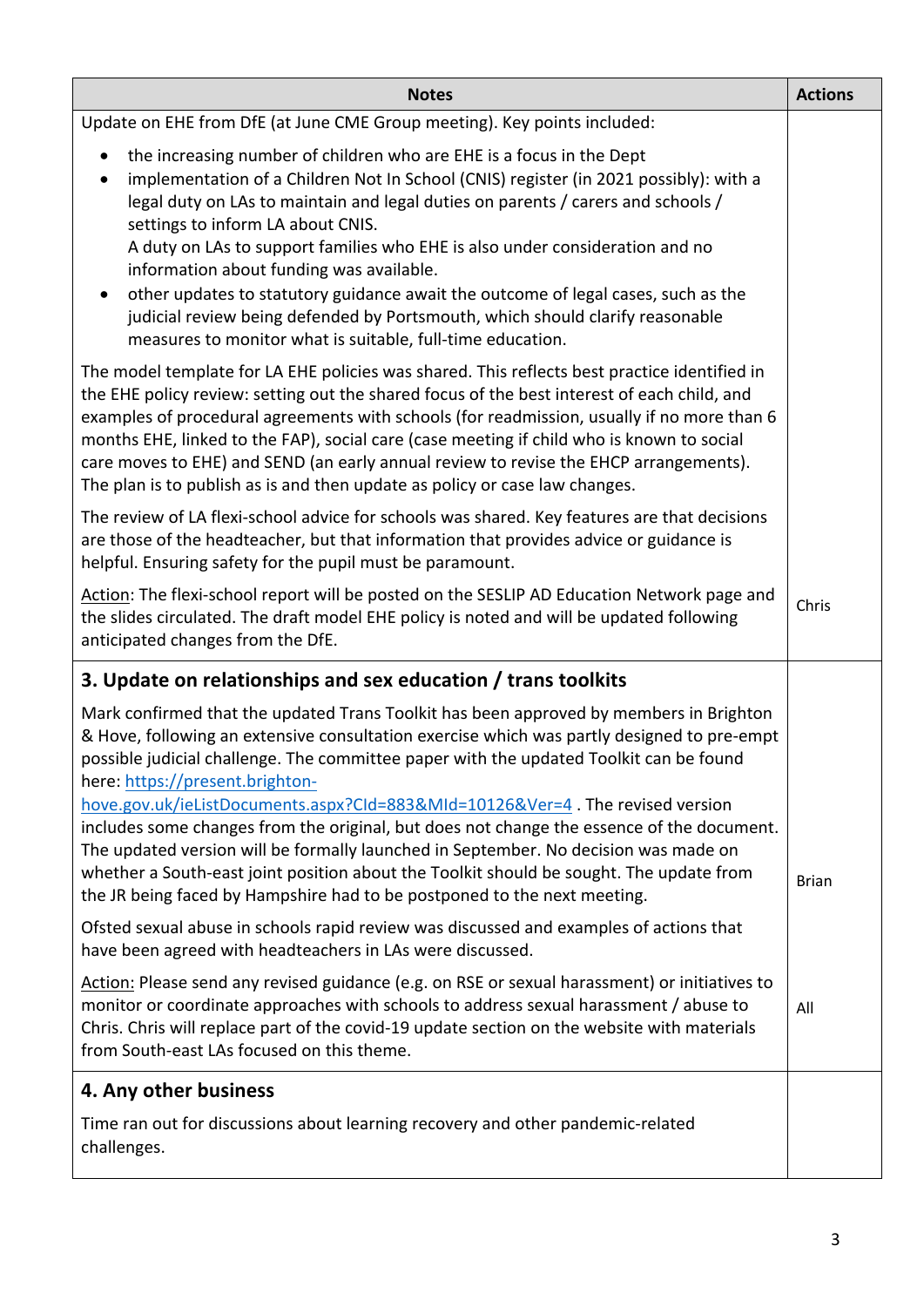| Notes | Actions |
|---|---|
| Update on EHE from DfE (at June CME Group meeting). Key points included:<br>• the increasing number of children who are EHE is a focus in the Dept<br>• implementation of a Children Not In School (CNIS) register (in 2021 possibly): with a legal duty on LAs to maintain and legal duties on parents / carers and schools / settings to inform LA about CNIS. A duty on LAs to support families who EHE is also under consideration and no information about funding was available.<br>• other updates to statutory guidance await the outcome of legal cases, such as the judicial review being defended by Portsmouth, which should clarify reasonable measures to monitor what is suitable, full-time education.<br><br>The model template for LA EHE policies was shared. This reflects best practice identified in the EHE policy review: setting out the shared focus of the best interest of each child, and examples of procedural agreements with schools (for readmission, usually if no more than 6 months EHE, linked to the FAP), social care (case meeting if child who is known to social care moves to EHE) and SEND (an early annual review to revise the EHCP arrangements). The plan is to publish as is and then update as policy or case law changes.<br><br>The review of LA flexi-school advice for schools was shared. Key features are that decisions are those of the headteacher, but that information that provides advice or guidance is helpful. Ensuring safety for the pupil must be paramount.<br><br><u>Action</u>: The flexi-school report will be posted on the SESLIP AD Education Network page and the slides circulated. The draft model EHE policy is noted and will be updated following anticipated changes from the DfE. | Chris |
| **3. Update on relationships and sex education / trans toolkits**<br><br>Mark confirmed that the updated Trans Toolkit has been approved by members in Brighton & Hove, following an extensive consultation exercise which was partly designed to pre-empt possible judicial challenge. The committee paper with the updated Toolkit can be found here: https://present.brighton-hove.gov.uk/ieListDocuments.aspx?CId=883&MId=10126&Ver=4 . The revised version includes some changes from the original, but does not change the essence of the document. The updated version will be formally launched in September. No decision was made on whether a South-east joint position about the Toolkit should be sought. The update from the JR being faced by Hampshire had to be postponed to the next meeting.<br><br>Ofsted sexual abuse in schools rapid review was discussed and examples of actions that have been agreed with headteachers in LAs were discussed.<br><br><u>Action:</u> Please send any revised guidance (e.g. on RSE or sexual harassment) or initiatives to monitor or coordinate approaches with schools to address sexual harassment / abuse to Chris. Chris will replace part of the covid-19 update section on the website with materials from South-east LAs focused on this theme. | Brian<br><br>All |
| **4. Any other business**<br><br>Time ran out for discussions about learning recovery and other pandemic-related challenges. | |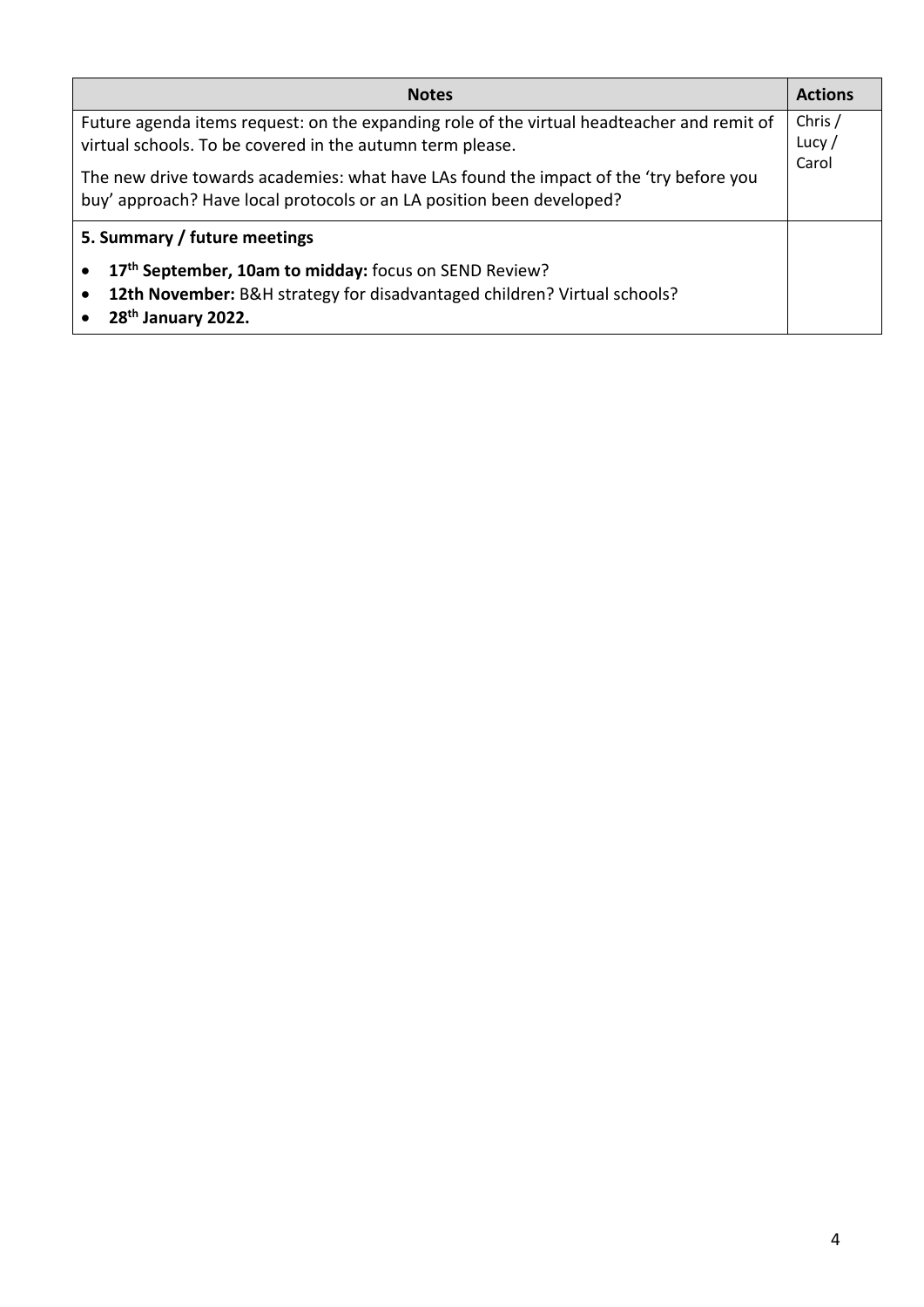| Notes | Actions |
| --- | --- |
| Future agenda items request: on the expanding role of the virtual headteacher and remit of virtual schools. To be covered in the autumn term please.<br><br>The new drive towards academies: what have LAs found the impact of the 'try before you buy' approach? Have local protocols or an LA position been developed? | Chris / Lucy / Carol |
| **5. Summary / future meetings**<br><br>• **17th September, 10am to midday:** focus on SEND Review?<br>• **12th November:** B&H strategy for disadvantaged children? Virtual schools?<br>• **28th January 2022.** | |